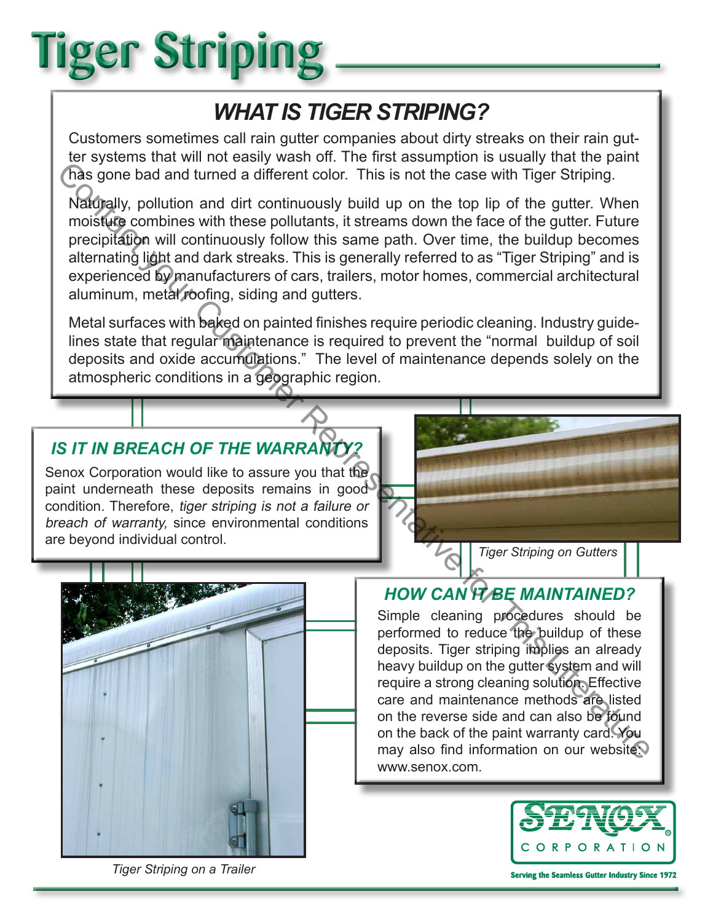# Tiger Striping

## WHAT IS TIGER STRIPING?

Customers sometimes call rain gutter companies about dirty streaks on their rain gutter systems that will not easily wash off. The first assumption is usually that the paint has gone bad and turned a different color. This is not the case with Tiger Striping.

Naturally, pollution and dirt continuously build up on the top lip of the gutter. When moisture combines with these pollutants, it streams down the face of the gutter. Future precipitation will continuously follow this same path. Over time, the buildup becomes alternating light and dark streaks. This is generally referred to as "Tiger Striping" and is experienced by manufacturers of cars, trailers, motor homes, commercial architectural aluminum, metal roofing, siding and gutters.

Metal surfaces with baked on painted finishes require periodic cleaning. Industry guidelines state that regular maintenance is required to prevent the "normal buildup of soil deposits and oxide accumulations." The level of maintenance depends solely on the atmospheric conditions in a geographic region.

## IS IT IN BREACH OF THE WARRANTY?

Senox Corporation would like to assure you that the paint underneath these deposits remains in good condition. Therefore, *tiger striping is not a failure or breach of warranty,* since environmental conditions are beyond individual control.

*Tiger Striping on Gutters*

## HOW CAN IT BE MAINTAINED?

Simple cleaning procedures should be performed to reduce the buildup of these deposits. Tiger striping implies an already heavy buildup on the gutter system and will require a strong cleaning solution. Effective care and maintenance methods are listed on the reverse side and can also be found on the back of the paint warranty card. You may also find information on our website: www.senox.com.

*Tiger Striping on a Trailer*

SENOX CORPORATION

Serving the Seamless Gutter Industry Since 1972

Contact your Customer Representative for This Literature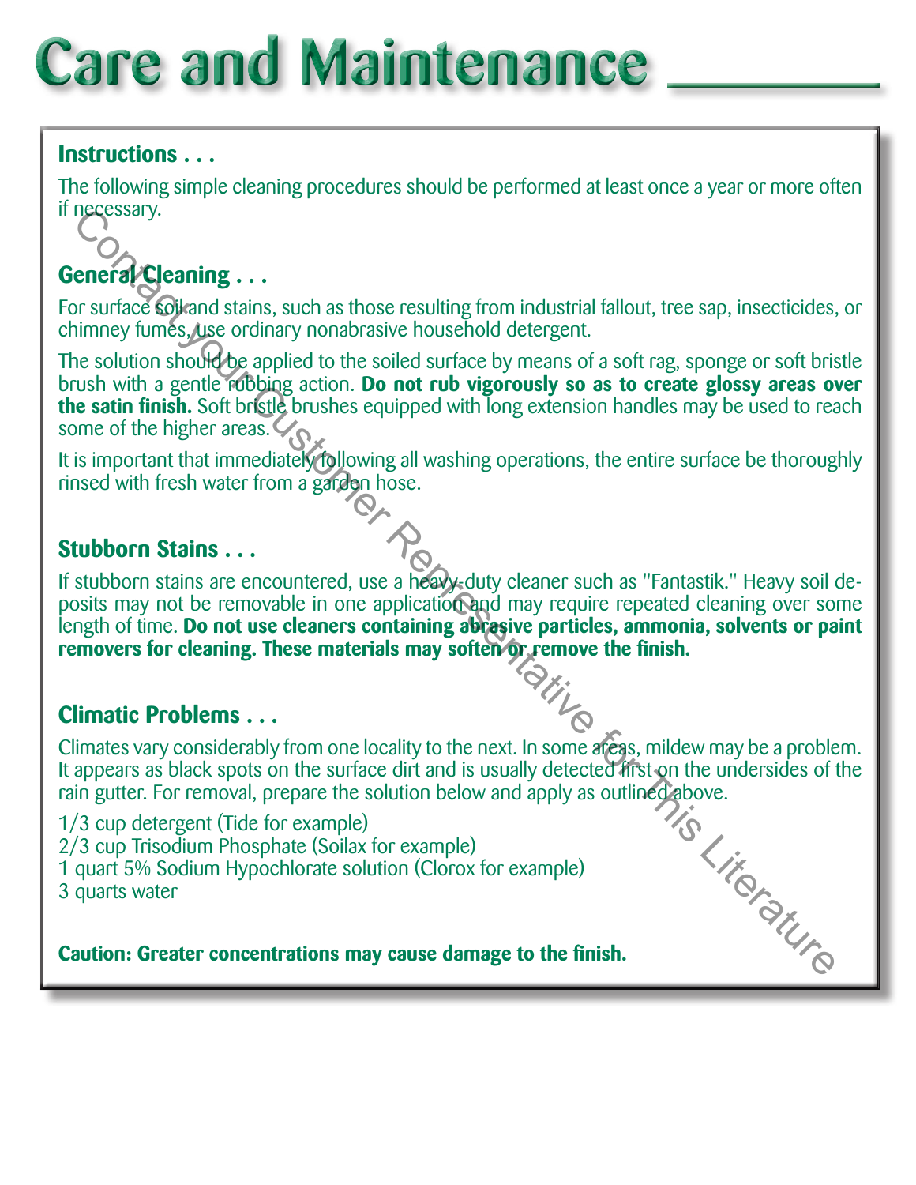# Care and Maintenance

### Instructions . . .

The following simple cleaning procedures should be performed at least once a year or more often if necessary.

### General Cleaning . . .

For surface soil and stains, such as those resulting from industrial fallout, tree sap, insecticides, or chimney fumes, use ordinary nonabrasive household detergent.

The solution should be applied to the soiled surface by means of a soft rag, sponge or soft bristle brush with a gentle rubbing action. **Do not rub vigorously so as to create glossy areas over the satin finish.** Soft bristle brushes equipped with long extension handles may be used to reach some of the higher areas.

It is important that immediately following all washing operations, the entire surface be thoroughly rinsed with fresh water from a garden hose.

### Stubborn Stains . . .

If stubborn stains are encountered, use a heavy-duty cleaner such as "Fantastik." Heavy soil deposits may not be removable in one application and may require repeated cleaning over some length of time. **Do not use cleaners containing abrasive particles, ammonia, solvents or paint removers for cleaning. These materials may soften or remove the finish.**

### Climatic Problems . . .

Climates vary considerably from one locality to the next. In some areas, mildew may be a problem. It appears as black spots on the surface dirt and is usually detected first on the undersides of the rain gutter. For removal, prepare the solution below and apply as outlined above.

1/3 cup detergent (Tide for example)
2/3 cup Trisodium Phosphate (Soilax for example)
1 quart 5% Sodium Hypochlorate solution (Clorox for example)
3 quarts water

**Caution: Greater concentrations may cause damage to the finish.**